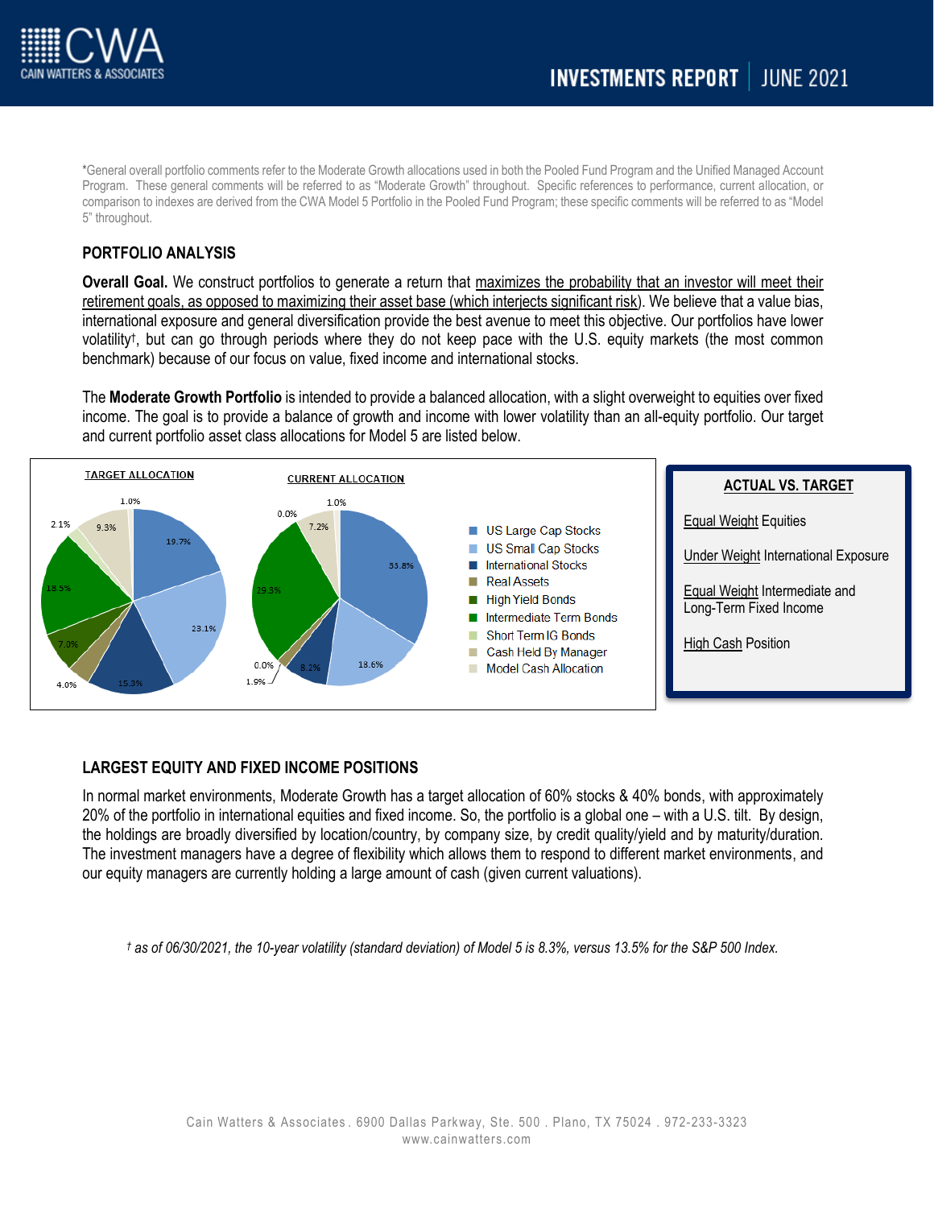# INVESTMENTS REPORT | JUNE 2021

*General overall portfolio comments refer to the Moderate Growth allocations used in both the Pooled Fund Program and the Unified Managed Account Program. These general comments will be referred to as "Moderate Growth" throughout. Specific references to performance, current allocation, or comparison to indexes are derived from the CWA Model 5 Portfolio in the Pooled Fund Program; these specific comments will be referred to as "Model 5" throughout.

## PORTFOLIO ANALYSIS

**Overall Goal.** We construct portfolios to generate a return that maximizes the probability that an investor will meet their retirement goals, as opposed to maximizing their asset base (which interjects significant risk). We believe that a value bias, international exposure and general diversification provide the best avenue to meet this objective. Our portfolios have lower volatility†, but can go through periods where they do not keep pace with the U.S. equity markets (the most common benchmark) because of our focus on value, fixed income and international stocks.

The **Moderate Growth Portfolio** is intended to provide a balanced allocation, with a slight overweight to equities over fixed income. The goal is to provide a balance of growth and income with lower volatility than an all-equity portfolio. Our target and current portfolio asset class allocations for Model 5 are listed below.

| Asset Class | Target Allocation | Current Allocation |
|---|---|---|
| US Large Cap Stocks | 19.7% | 33.8% |
| US Small Cap Stocks | 23.1% | 18.6% |
| International Stocks | 15.3% | 8.2% |
| Real Assets | 4.0% | 1.9% |
| High Yield Bonds | 7.0% | 0.0% |
| Intermediate Term Bonds | 18.5% | 29.3% |
| Short Term IG Bonds | 2.1% | 0.0% |
| Cash Held By Manager | 9.3% | 7.2% |
| Model Cash Allocation | 1.0% | 1.0% |

**ACTUAL VS. TARGET**

- Equal Weight Equities
- Under Weight International Exposure
- Equal Weight Intermediate and Long-Term Fixed Income
- High Cash Position

## LARGEST EQUITY AND FIXED INCOME POSITIONS

In normal market environments, Moderate Growth has a target allocation of 60% stocks & 40% bonds, with approximately 20% of the portfolio in international equities and fixed income. So, the portfolio is a global one – with a U.S. tilt. By design, the holdings are broadly diversified by location/country, by company size, by credit quality/yield and by maturity/duration. The investment managers have a degree of flexibility which allows them to respond to different market environments, and our equity managers are currently holding a large amount of cash (given current valuations).

*† as of 06/30/2021, the 10-year volatility (standard deviation) of Model 5 is 8.3%, versus 13.5% for the S&P 500 Index.*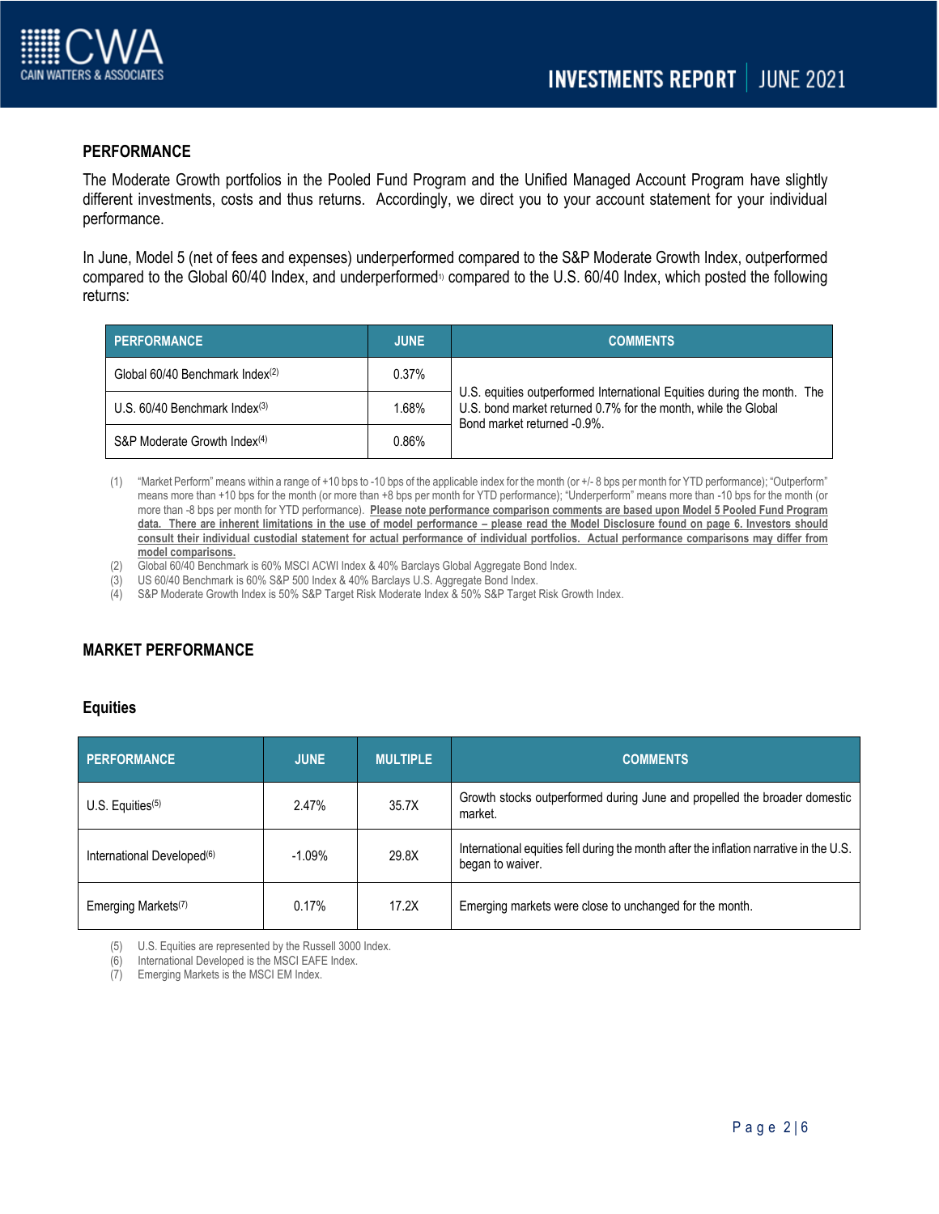## PERFORMANCE

The Moderate Growth portfolios in the Pooled Fund Program and the Unified Managed Account Program have slightly different investments, costs and thus returns. Accordingly, we direct you to your account statement for your individual performance.

In June, Model 5 (net of fees and expenses) underperformed compared to the S&P Moderate Growth Index, outperformed compared to the Global 60/40 Index, and underperformed[1] compared to the U.S. 60/40 Index, which posted the following returns:

| PERFORMANCE | JUNE | COMMENTS |
|---|---|---|
| Global 60/40 Benchmark Index[2] | 0.37% | U.S. equities outperformed International Equities during the month. The U.S. bond market returned 0.7% for the month, while the Global Bond market returned -0.9%. |
| U.S. 60/40 Benchmark Index[3] | 1.68% | |
| S&P Moderate Growth Index[4] | 0.86% | |

(1) "Market Perform" means within a range of +10 bps to -10 bps of the applicable index for the month (or +/- 8 bps per month for YTD performance); "Outperform" means more than +10 bps for the month (or more than +8 bps per month for YTD performance); "Underperform" means more than -10 bps for the month (or more than -8 bps per month for YTD performance). **Please note performance comparison comments are based upon Model 5 Pooled Fund Program data. There are inherent limitations in the use of model performance – please read the Model Disclosure found on page 6. Investors should consult their individual custodial statement for actual performance of individual portfolios. Actual performance comparisons may differ from model comparisons.**

(2) Global 60/40 Benchmark is 60% MSCI ACWI Index & 40% Barclays Global Aggregate Bond Index.

(3) US 60/40 Benchmark is 60% S&P 500 Index & 40% Barclays U.S. Aggregate Bond Index.

(4) S&P Moderate Growth Index is 50% S&P Target Risk Moderate Index & 50% S&P Target Risk Growth Index.

## MARKET PERFORMANCE

### Equities

| PERFORMANCE | JUNE | MULTIPLE | COMMENTS |
|---|---|---|---|
| U.S. Equities[5] | 2.47% | 35.7X | Growth stocks outperformed during June and propelled the broader domestic market. |
| International Developed[6] | -1.09% | 29.8X | International equities fell during the month after the inflation narrative in the U.S. began to waiver. |
| Emerging Markets[7] | 0.17% | 17.2X | Emerging markets were close to unchanged for the month. |

(5) U.S. Equities are represented by the Russell 3000 Index.

(6) International Developed is the MSCI EAFE Index.

(7) Emerging Markets is the MSCI EM Index.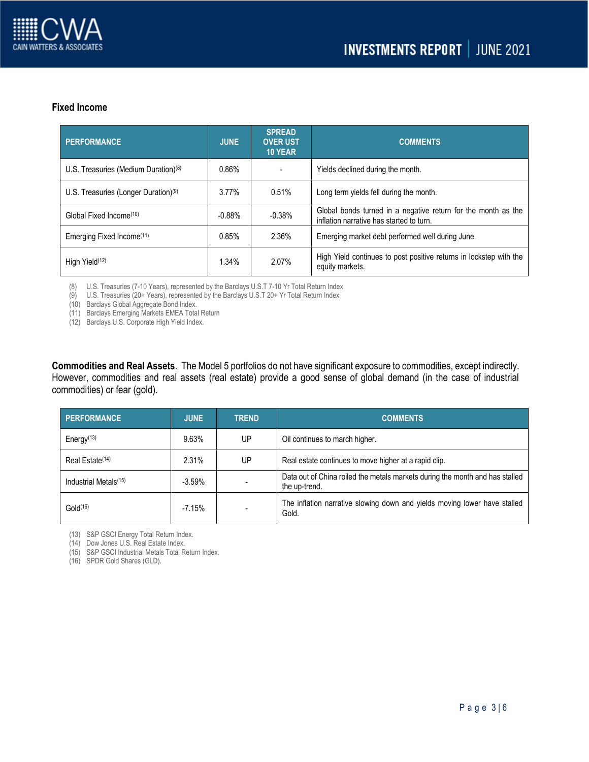### Fixed Income

| PERFORMANCE | JUNE | SPREAD OVER UST 10 YEAR | COMMENTS |
|---|---|---|---|
| U.S. Treasuries (Medium Duration)[8] | 0.86% | - | Yields declined during the month. |
| U.S. Treasuries (Longer Duration)[9] | 3.77% | 0.51% | Long term yields fell during the month. |
| Global Fixed Income[10] | -0.88% | -0.38% | Global bonds turned in a negative return for the month as the inflation narrative has started to turn. |
| Emerging Fixed Income[11] | 0.85% | 2.36% | Emerging market debt performed well during June. |
| High Yield[12] | 1.34% | 2.07% | High Yield continues to post positive returns in lockstep with the equity markets. |

(8) U.S. Treasuries (7-10 Years), represented by the Barclays U.S.T 7-10 Yr Total Return Index
(9) U.S. Treasuries (20+ Years), represented by the Barclays U.S.T 20+ Yr Total Return Index
(10) Barclays Global Aggregate Bond Index.
(11) Barclays Emerging Markets EMEA Total Return
(12) Barclays U.S. Corporate High Yield Index.

**Commodities and Real Assets**. The Model 5 portfolios do not have significant exposure to commodities, except indirectly. However, commodities and real assets (real estate) provide a good sense of global demand (in the case of industrial commodities) or fear (gold).

| PERFORMANCE | JUNE | TREND | COMMENTS |
|---|---|---|---|
| Energy[13] | 9.63% | UP | Oil continues to march higher. |
| Real Estate[14] | 2.31% | UP | Real estate continues to move higher at a rapid clip. |
| Industrial Metals[15] | -3.59% | - | Data out of China roiled the metals markets during the month and has stalled the up-trend. |
| Gold[16] | -7.15% | - | The inflation narrative slowing down and yields moving lower have stalled Gold. |

(13) S&P GSCI Energy Total Return Index.
(14) Dow Jones U.S. Real Estate Index.
(15) S&P GSCI Industrial Metals Total Return Index.
(16) SPDR Gold Shares (GLD).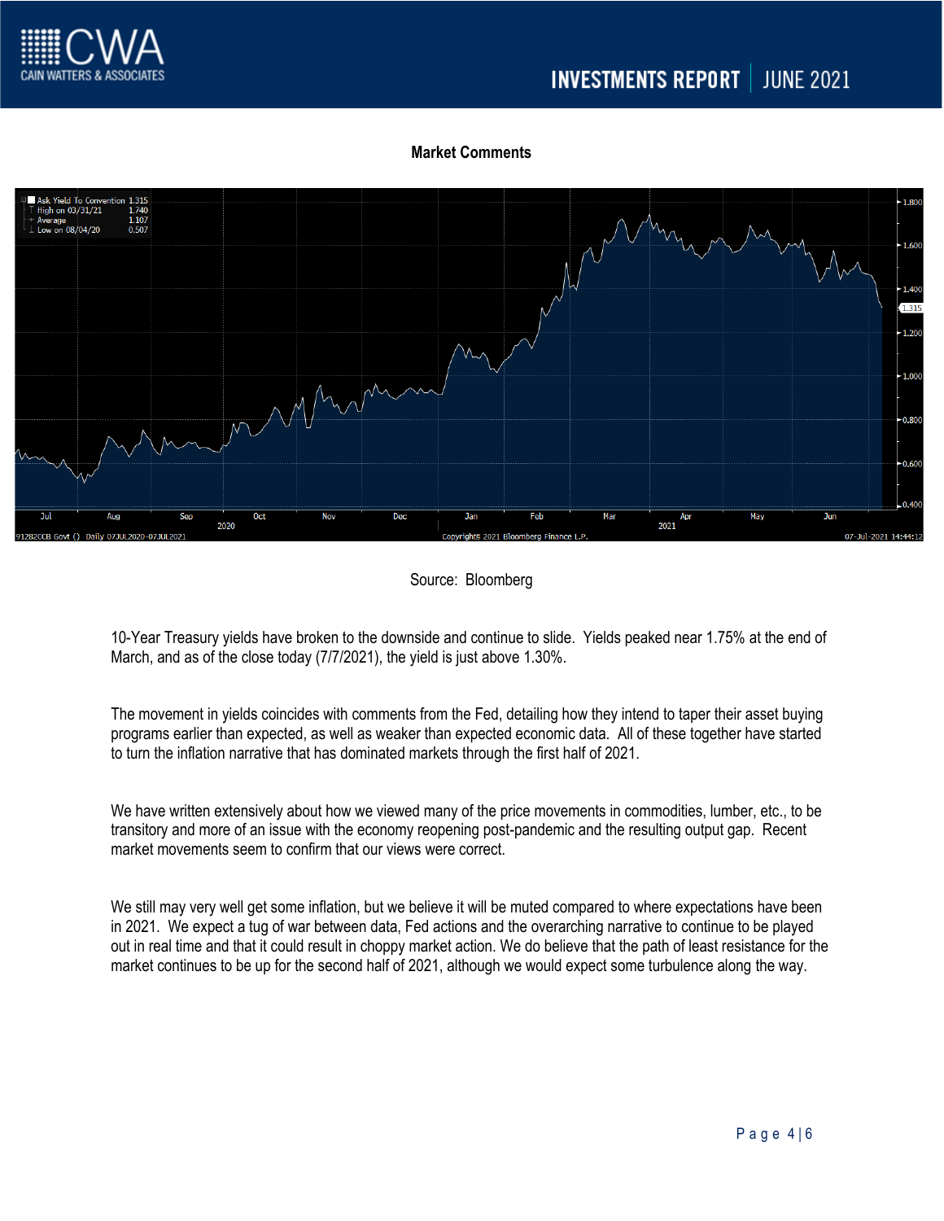**Market Comments**

Source: Bloomberg

10-Year Treasury yields have broken to the downside and continue to slide. Yields peaked near 1.75% at the end of March, and as of the close today (7/7/2021), the yield is just above 1.30%.

The movement in yields coincides with comments from the Fed, detailing how they intend to taper their asset buying programs earlier than expected, as well as weaker than expected economic data. All of these together have started to turn the inflation narrative that has dominated markets through the first half of 2021.

We have written extensively about how we viewed many of the price movements in commodities, lumber, etc., to be transitory and more of an issue with the economy reopening post-pandemic and the resulting output gap. Recent market movements seem to confirm that our views were correct.

We still may very well get some inflation, but we believe it will be muted compared to where expectations have been in 2021. We expect a tug of war between data, Fed actions and the overarching narrative to continue to be played out in real time and that it could result in choppy market action. We do believe that the path of least resistance for the market continues to be up for the second half of 2021, although we would expect some turbulence along the way.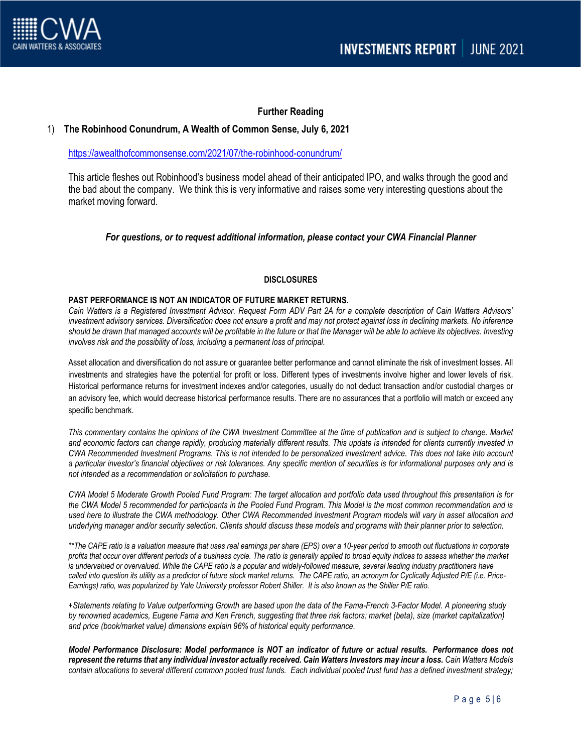## Further Reading

1) **The Robinhood Conundrum, A Wealth of Common Sense, July 6, 2021**

   https://awealthofcommonsense.com/2021/07/the-robinhood-conundrum/

   This article fleshes out Robinhood's business model ahead of their anticipated IPO, and walks through the good and the bad about the company. We think this is very informative and raises some very interesting questions about the market moving forward.

***For questions, or to request additional information, please contact your CWA Financial Planner***

### DISCLOSURES

**PAST PERFORMANCE IS NOT AN INDICATOR OF FUTURE MARKET RETURNS.**
*Cain Watters is a Registered Investment Advisor. Request Form ADV Part 2A for a complete description of Cain Watters Advisors' investment advisory services. Diversification does not ensure a profit and may not protect against loss in declining markets. No inference should be drawn that managed accounts will be profitable in the future or that the Manager will be able to achieve its objectives. Investing involves risk and the possibility of loss, including a permanent loss of principal.*

Asset allocation and diversification do not assure or guarantee better performance and cannot eliminate the risk of investment losses. All investments and strategies have the potential for profit or loss. Different types of investments involve higher and lower levels of risk. Historical performance returns for investment indexes and/or categories, usually do not deduct transaction and/or custodial charges or an advisory fee, which would decrease historical performance results. There are no assurances that a portfolio will match or exceed any specific benchmark.

*This commentary contains the opinions of the CWA Investment Committee at the time of publication and is subject to change. Market and economic factors can change rapidly, producing materially different results. This update is intended for clients currently invested in CWA Recommended Investment Programs. This is not intended to be personalized investment advice. This does not take into account a particular investor's financial objectives or risk tolerances. Any specific mention of securities is for informational purposes only and is not intended as a recommendation or solicitation to purchase.*

*CWA Model 5 Moderate Growth Pooled Fund Program: The target allocation and portfolio data used throughout this presentation is for the CWA Model 5 recommended for participants in the Pooled Fund Program. This Model is the most common recommendation and is used here to illustrate the CWA methodology. Other CWA Recommended Investment Program models will vary in asset allocation and underlying manager and/or security selection. Clients should discuss these models and programs with their planner prior to selection.*

*\*\*The CAPE ratio is a valuation measure that uses real earnings per share (EPS) over a 10-year period to smooth out fluctuations in corporate profits that occur over different periods of a business cycle. The ratio is generally applied to broad equity indices to assess whether the market is undervalued or overvalued. While the CAPE ratio is a popular and widely-followed measure, several leading industry practitioners have called into question its utility as a predictor of future stock market returns. The CAPE ratio, an acronym for Cyclically Adjusted P/E (i.e. Price-Earnings) ratio, was popularized by Yale University professor Robert Shiller. It is also known as the Shiller P/E ratio.*

*+Statements relating to Value outperforming Growth are based upon the data of the Fama-French 3-Factor Model. A pioneering study by renowned academics, Eugene Fama and Ken French, suggesting that three risk factors: market (beta), size (market capitalization) and price (book/market value) dimensions explain 96% of historical equity performance.*

***Model Performance Disclosure: Model performance is NOT an indicator of future or actual results. Performance does not represent the returns that any individual investor actually received. Cain Watters Investors may incur a loss.*** *Cain Watters Models contain allocations to several different common pooled trust funds. Each individual pooled trust fund has a defined investment strategy;*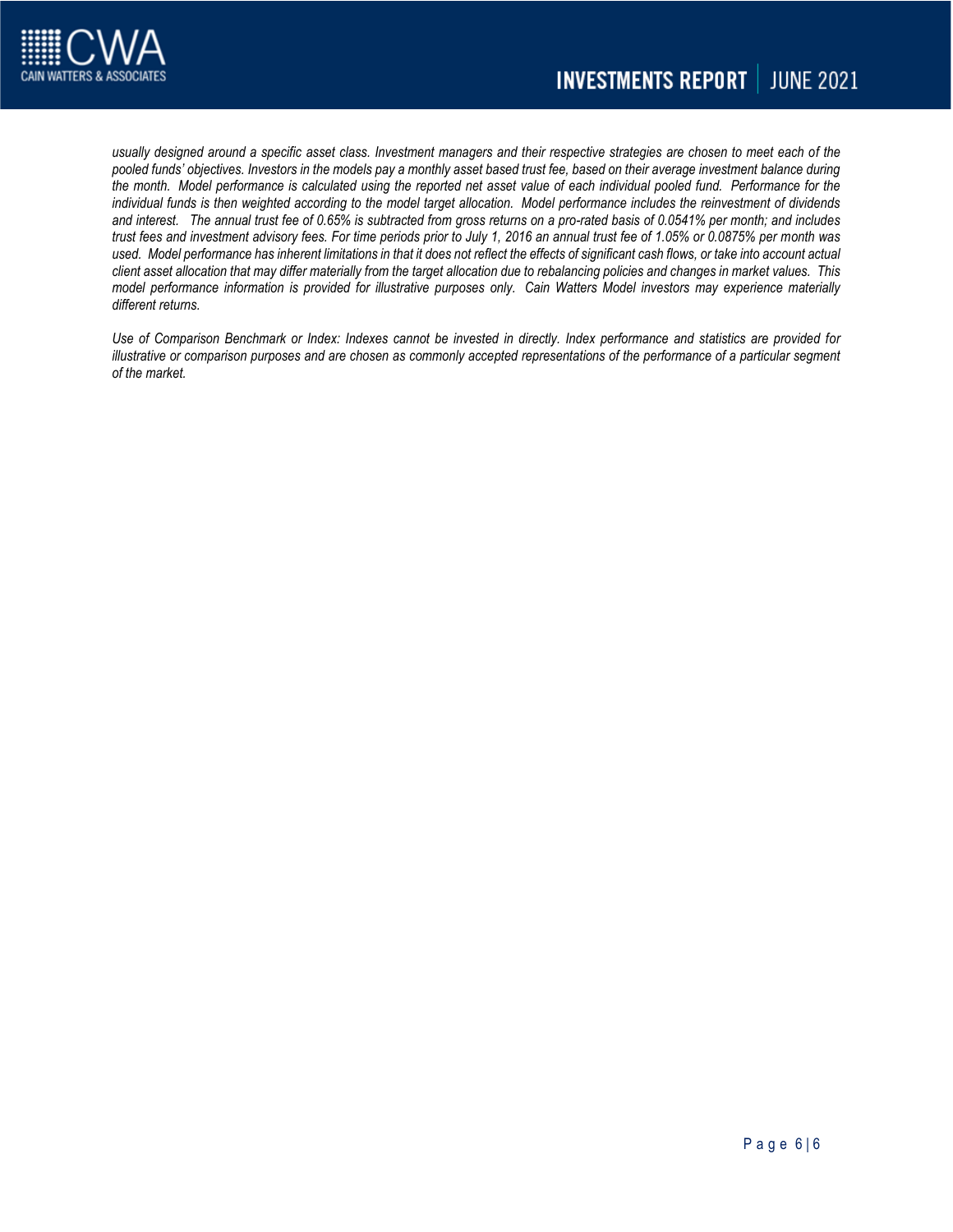*usually designed around a specific asset class. Investment managers and their respective strategies are chosen to meet each of the pooled funds' objectives. Investors in the models pay a monthly asset based trust fee, based on their average investment balance during the month. Model performance is calculated using the reported net asset value of each individual pooled fund. Performance for the individual funds is then weighted according to the model target allocation. Model performance includes the reinvestment of dividends and interest. The annual trust fee of 0.65% is subtracted from gross returns on a pro-rated basis of 0.0541% per month; and includes trust fees and investment advisory fees. For time periods prior to July 1, 2016 an annual trust fee of 1.05% or 0.0875% per month was used. Model performance has inherent limitations in that it does not reflect the effects of significant cash flows, or take into account actual client asset allocation that may differ materially from the target allocation due to rebalancing policies and changes in market values. This model performance information is provided for illustrative purposes only. Cain Watters Model investors may experience materially different returns.*

*Use of Comparison Benchmark or Index: Indexes cannot be invested in directly. Index performance and statistics are provided for illustrative or comparison purposes and are chosen as commonly accepted representations of the performance of a particular segment of the market.*